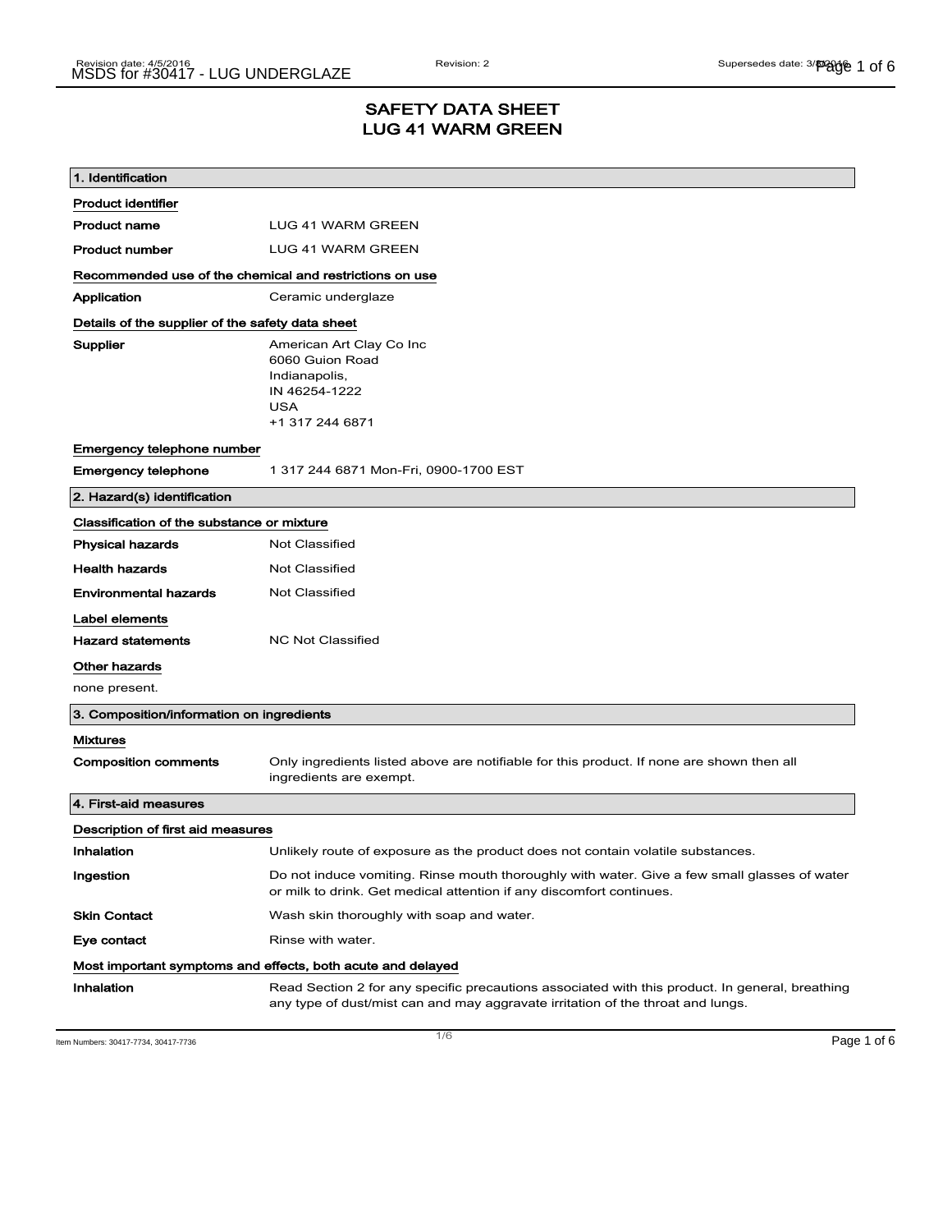# SAFETY DATA SHEET
# LUG 41 WARM GREEN

## 1. Identification

**Product identifier**

| | |
|---|---|
| **Product name** | LUG 41 WARM GREEN |
| **Product number** | LUG 41 WARM GREEN |

**Recommended use of the chemical and restrictions on use**

| | |
|---|---|
| **Application** | Ceramic underglaze |

**Details of the supplier of the safety data sheet**

| | |
|---|---|
| **Supplier** | American Art Clay Co Inc<br>6060 Guion Road<br>Indianapolis,<br>IN 46254-1222<br>USA<br>+1 317 244 6871 |

**Emergency telephone number**

| | |
|---|---|
| **Emergency telephone** | 1 317 244 6871 Mon-Fri, 0900-1700 EST |

## 2. Hazard(s) identification

**Classification of the substance or mixture**

| | |
|---|---|
| **Physical hazards** | Not Classified |
| **Health hazards** | Not Classified |
| **Environmental hazards** | Not Classified |

**Label elements**

| | |
|---|---|
| **Hazard statements** | NC Not Classified |

**Other hazards**

none present.

## 3. Composition/information on ingredients

**Mixtures**

| | |
|---|---|
| **Composition comments** | Only ingredients listed above are notifiable for this product. If none are shown then all ingredients are exempt. |

## 4. First-aid measures

**Description of first aid measures**

| | |
|---|---|
| **Inhalation** | Unlikely route of exposure as the product does not contain volatile substances. |
| **Ingestion** | Do not induce vomiting. Rinse mouth thoroughly with water. Give a few small glasses of water or milk to drink. Get medical attention if any discomfort continues. |
| **Skin Contact** | Wash skin thoroughly with soap and water. |
| **Eye contact** | Rinse with water. |

**Most important symptoms and effects, both acute and delayed**

| | |
|---|---|
| **Inhalation** | Read Section 2 for any specific precautions associated with this product. In general, breathing any type of dust/mist can and may aggravate irritation of the throat and lungs. |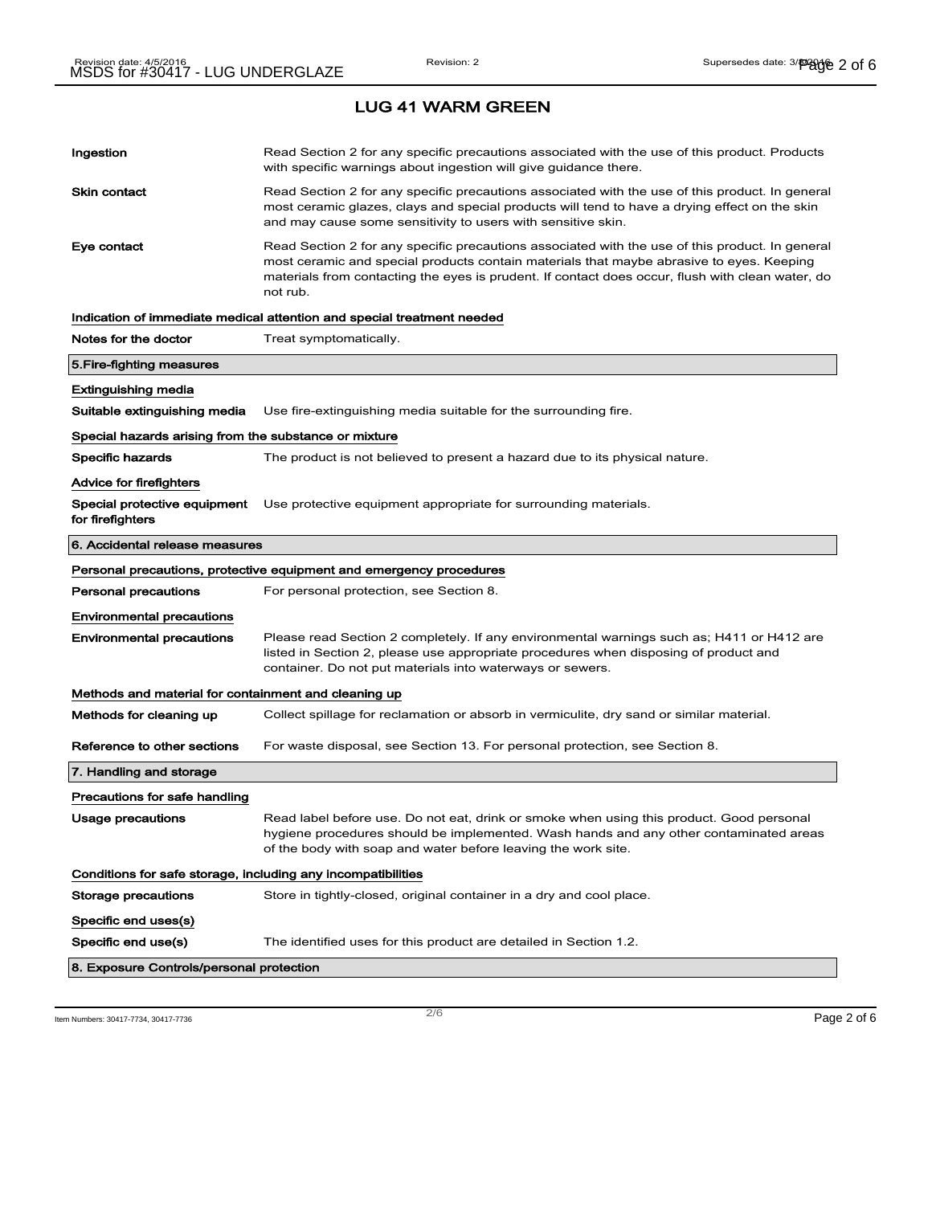## LUG 41 WARM GREEN

| | |
|---|---|
| **Ingestion** | Read Section 2 for any specific precautions associated with the use of this product. Products with specific warnings about ingestion will give guidance there. |
| **Skin contact** | Read Section 2 for any specific precautions associated with the use of this product. In general most ceramic glazes, clays and special products will tend to have a drying effect on the skin and may cause some sensitivity to users with sensitive skin. |
| **Eye contact** | Read Section 2 for any specific precautions associated with the use of this product. In general most ceramic and special products contain materials that maybe abrasive to eyes. Keeping materials from contacting the eyes is prudent. If contact does occur, flush with clean water, do not rub. |

**Indication of immediate medical attention and special treatment needed**

| | |
|---|---|
| **Notes for the doctor** | Treat symptomatically. |

### 5.Fire-fighting measures

**Extinguishing media**

| | |
|---|---|
| **Suitable extinguishing media** | Use fire-extinguishing media suitable for the surrounding fire. |

**Special hazards arising from the substance or mixture**

| | |
|---|---|
| **Specific hazards** | The product is not believed to present a hazard due to its physical nature. |

**Advice for firefighters**

| | |
|---|---|
| **Special protective equipment for firefighters** | Use protective equipment appropriate for surrounding materials. |

### 6. Accidental release measures

**Personal precautions, protective equipment and emergency procedures**

| | |
|---|---|
| **Personal precautions** | For personal protection, see Section 8. |

**Environmental precautions**

| | |
|---|---|
| **Environmental precautions** | Please read Section 2 completely. If any environmental warnings such as; H411 or H412 are listed in Section 2, please use appropriate procedures when disposing of product and container. Do not put materials into waterways or sewers. |

**Methods and material for containment and cleaning up**

| | |
|---|---|
| **Methods for cleaning up** | Collect spillage for reclamation or absorb in vermiculite, dry sand or similar material. |
| **Reference to other sections** | For waste disposal, see Section 13. For personal protection, see Section 8. |

### 7. Handling and storage

**Precautions for safe handling**

| | |
|---|---|
| **Usage precautions** | Read label before use. Do not eat, drink or smoke when using this product. Good personal hygiene procedures should be implemented. Wash hands and any other contaminated areas of the body with soap and water before leaving the work site. |

**Conditions for safe storage, including any incompatibilities**

| | |
|---|---|
| **Storage precautions** | Store in tightly-closed, original container in a dry and cool place. |

**Specific end uses(s)**

| | |
|---|---|
| **Specific end use(s)** | The identified uses for this product are detailed in Section 1.2. |

### 8. Exposure Controls/personal protection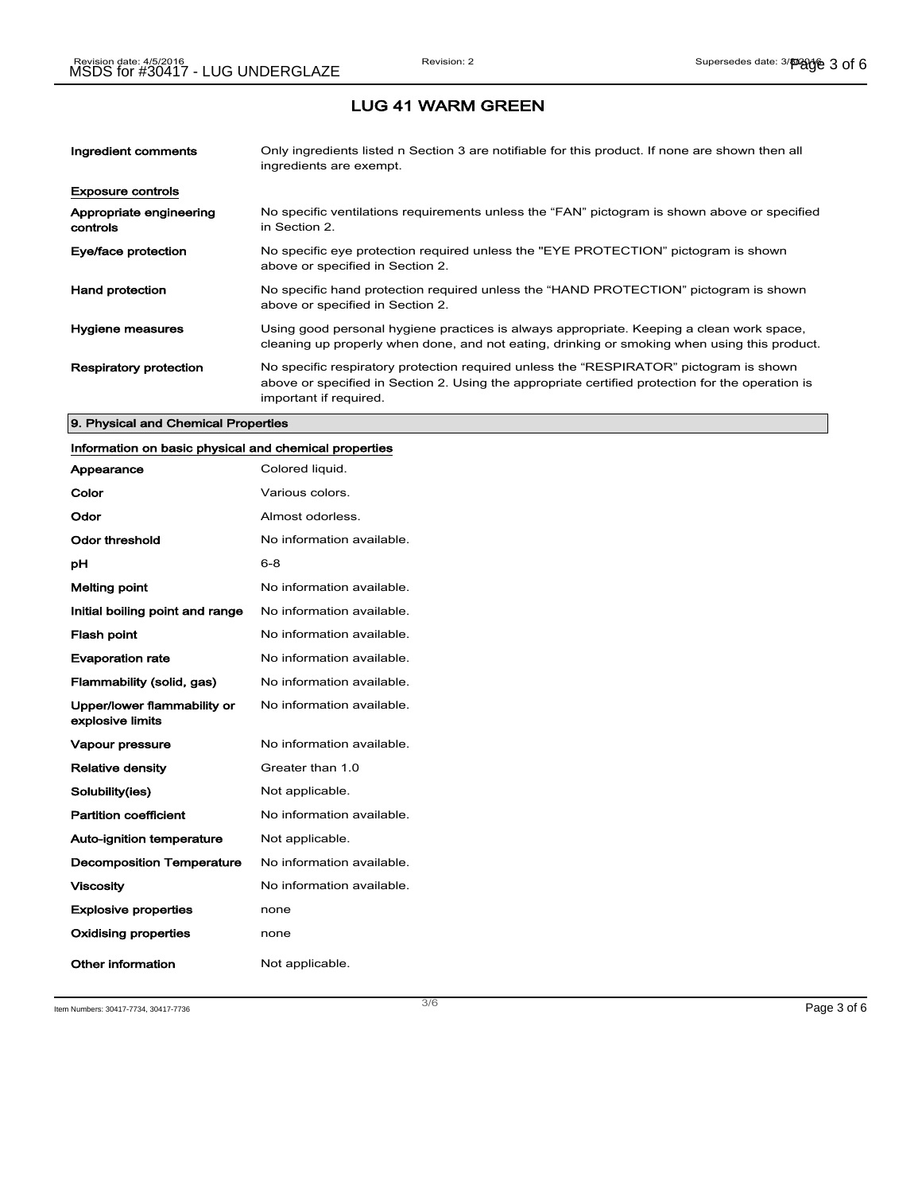## LUG 41 WARM GREEN

| | |
|---|---|
| **Ingredient comments** | Only ingredients listed n Section 3 are notifiable for this product. If none are shown then all ingredients are exempt. |

**Exposure controls**

| | |
|---|---|
| **Appropriate engineering controls** | No specific ventilations requirements unless the “FAN” pictogram is shown above or specified in Section 2. |
| **Eye/face protection** | No specific eye protection required unless the "EYE PROTECTION" pictogram is shown above or specified in Section 2. |
| **Hand protection** | No specific hand protection required unless the “HAND PROTECTION” pictogram is shown above or specified in Section 2. |
| **Hygiene measures** | Using good personal hygiene practices is always appropriate. Keeping a clean work space, cleaning up properly when done, and not eating, drinking or smoking when using this product. |
| **Respiratory protection** | No specific respiratory protection required unless the “RESPIRATOR” pictogram is shown above or specified in Section 2. Using the appropriate certified protection for the operation is important if required. |

### 9. Physical and Chemical Properties

**Information on basic physical and chemical properties**

| | |
|---|---|
| **Appearance** | Colored liquid. |
| **Color** | Various colors. |
| **Odor** | Almost odorless. |
| **Odor threshold** | No information available. |
| **pH** | 6-8 |
| **Melting point** | No information available. |
| **Initial boiling point and range** | No information available. |
| **Flash point** | No information available. |
| **Evaporation rate** | No information available. |
| **Flammability (solid, gas)** | No information available. |
| **Upper/lower flammability or explosive limits** | No information available. |
| **Vapour pressure** | No information available. |
| **Relative density** | Greater than 1.0 |
| **Solubility(ies)** | Not applicable. |
| **Partition coefficient** | No information available. |
| **Auto-ignition temperature** | Not applicable. |
| **Decomposition Temperature** | No information available. |
| **Viscosity** | No information available. |
| **Explosive properties** | none |
| **Oxidising properties** | none |
| **Other information** | Not applicable. |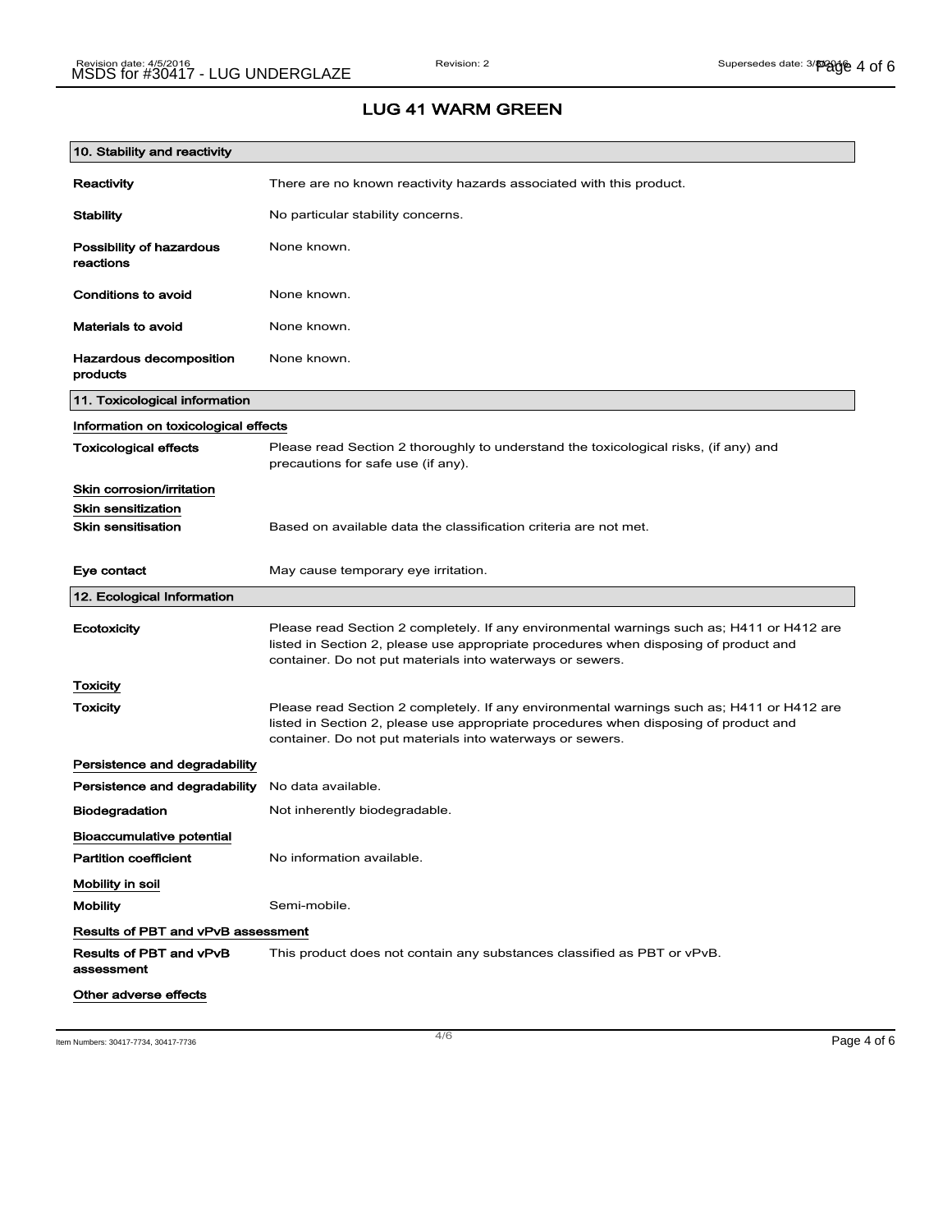## LUG 41 WARM GREEN

### 10. Stability and reactivity

| | |
|---|---|
| **Reactivity** | There are no known reactivity hazards associated with this product. |
| **Stability** | No particular stability concerns. |
| **Possibility of hazardous reactions** | None known. |
| **Conditions to avoid** | None known. |
| **Materials to avoid** | None known. |
| **Hazardous decomposition products** | None known. |

### 11. Toxicological information

**Information on toxicological effects**

| | |
|---|---|
| **Toxicological effects** | Please read Section 2 thoroughly to understand the toxicological risks, (if any) and precautions for safe use (if any). |

**Skin corrosion/irritation**

**Skin sensitization**

| | |
|---|---|
| **Skin sensitisation** | Based on available data the classification criteria are not met. |
| **Eye contact** | May cause temporary eye irritation. |

### 12. Ecological Information

| | |
|---|---|
| **Ecotoxicity** | Please read Section 2 completely. If any environmental warnings such as; H411 or H412 are listed in Section 2, please use appropriate procedures when disposing of product and container. Do not put materials into waterways or sewers. |

**Toxicity**

| | |
|---|---|
| **Toxicity** | Please read Section 2 completely. If any environmental warnings such as; H411 or H412 are listed in Section 2, please use appropriate procedures when disposing of product and container. Do not put materials into waterways or sewers. |

**Persistence and degradability**

| | |
|---|---|
| **Persistence and degradability** | No data available. |
| **Biodegradation** | Not inherently biodegradable. |

**Bioaccumulative potential**

| | |
|---|---|
| **Partition coefficient** | No information available. |

**Mobility in soil**

| | |
|---|---|
| **Mobility** | Semi-mobile. |

**Results of PBT and vPvB assessment**

| | |
|---|---|
| **Results of PBT and vPvB assessment** | This product does not contain any substances classified as PBT or vPvB. |

**Other adverse effects**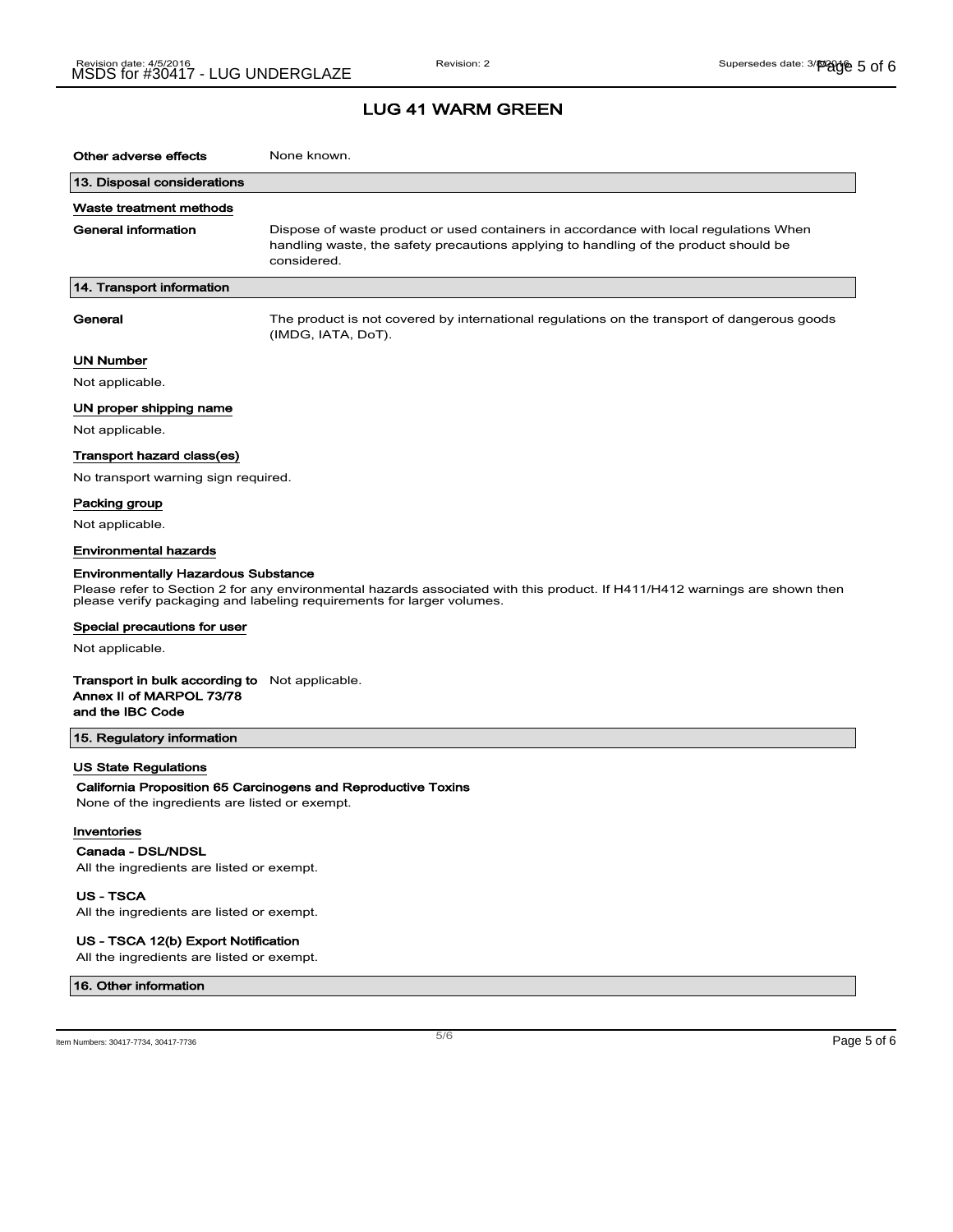## LUG 41 WARM GREEN

**Other adverse effects** None known.

### 13. Disposal considerations

**Waste treatment methods**

**General information** Dispose of waste product or used containers in accordance with local regulations When handling waste, the safety precautions applying to handling of the product should be considered.

### 14. Transport information

**General** The product is not covered by international regulations on the transport of dangerous goods (IMDG, IATA, DoT).

**UN Number**

Not applicable.

**UN proper shipping name**

Not applicable.

**Transport hazard class(es)**

No transport warning sign required.

**Packing group**

Not applicable.

**Environmental hazards**

**Environmentally Hazardous Substance**

Please refer to Section 2 for any environmental hazards associated with this product. If H411/H412 warnings are shown then please verify packaging and labeling requirements for larger volumes.

**Special precautions for user**

Not applicable.

**Transport in bulk according to Annex II of MARPOL 73/78 and the IBC Code** Not applicable.

### 15. Regulatory information

**US State Regulations**

**California Proposition 65 Carcinogens and Reproductive Toxins**

None of the ingredients are listed or exempt.

**Inventories**

**Canada - DSL/NDSL**

All the ingredients are listed or exempt.

**US - TSCA**

All the ingredients are listed or exempt.

**US - TSCA 12(b) Export Notification**

All the ingredients are listed or exempt.

### 16. Other information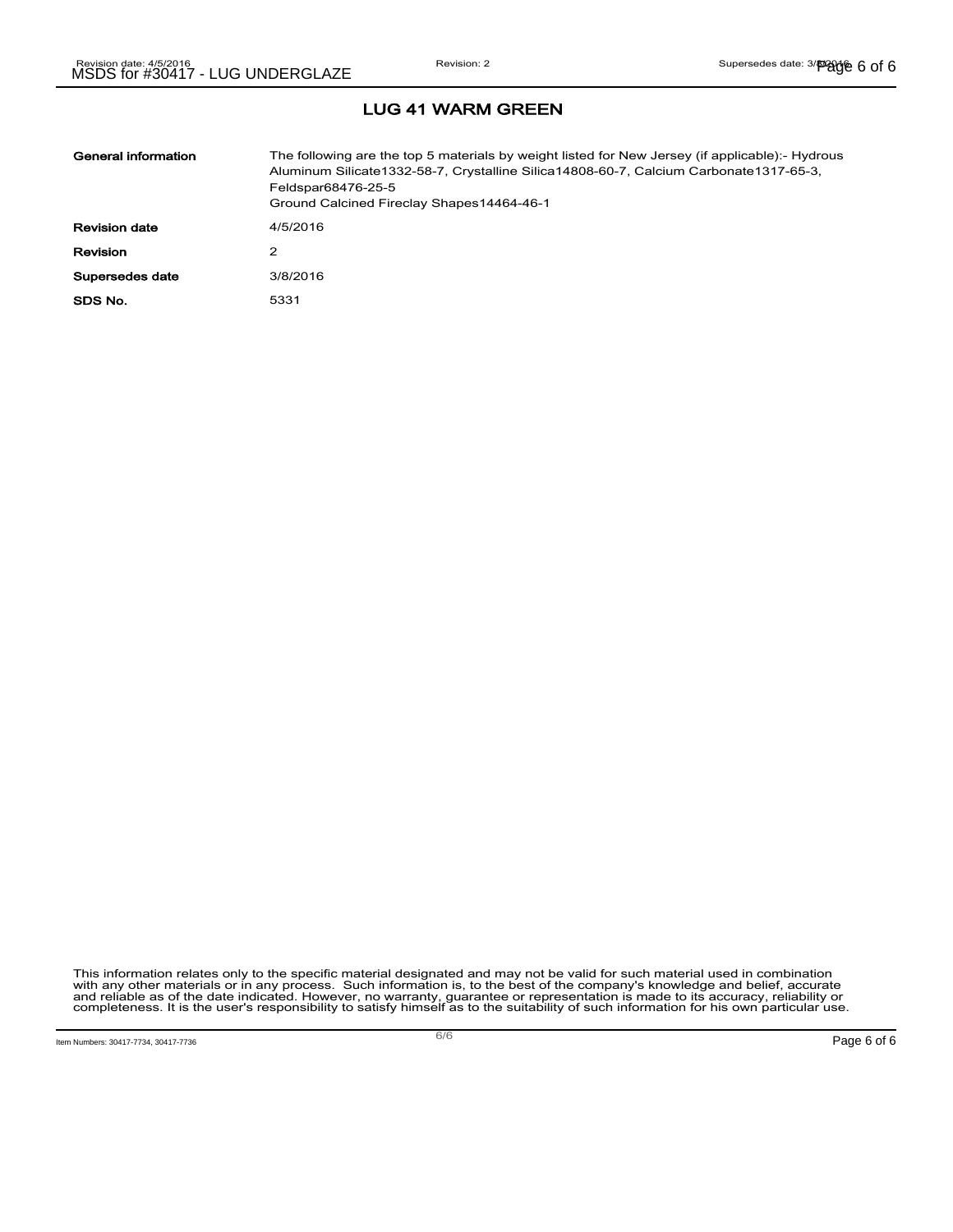## LUG 41 WARM GREEN

| | |
|---|---|
| **General information** | The following are the top 5 materials by weight listed for New Jersey (if applicable):- Hydrous Aluminum Silicate1332-58-7, Crystalline Silica14808-60-7, Calcium Carbonate1317-65-3, Feldspar68476-25-5<br>Ground Calcined Fireclay Shapes14464-46-1 |
| **Revision date** | 4/5/2016 |
| **Revision** | 2 |
| **Supersedes date** | 3/8/2016 |
| **SDS No.** | 5331 |

This information relates only to the specific material designated and may not be valid for such material used in combination with any other materials or in any process. Such information is, to the best of the company's knowledge and belief, accurate and reliable as of the date indicated. However, no warranty, guarantee or representation is made to its accuracy, reliability or completeness. It is the user's responsibility to satisfy himself as to the suitability of such information for his own particular use.

Item Numbers: 30417-7734, 30417-7736